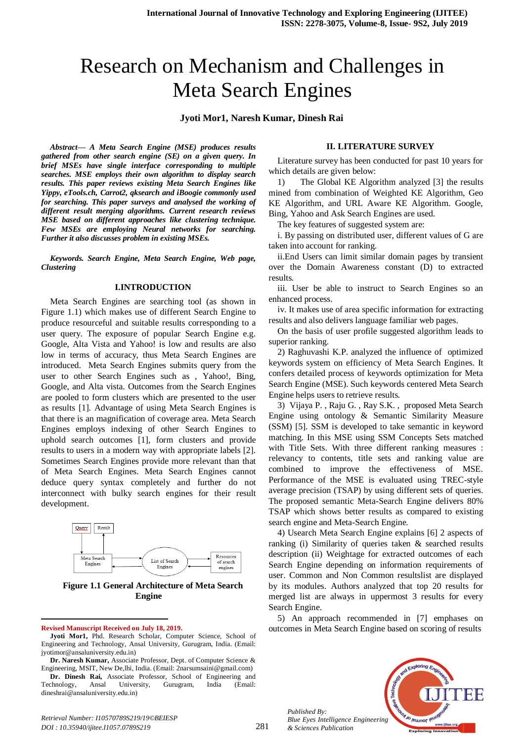# Research on Mechanism and Challenges in Meta Search Engines

**Jyoti Mor1, Naresh Kumar, Dinesh Rai**

***Abstract— A Meta Search Engine (MSE) produces results gathered from other search engine (SE) on a given query. In brief MSEs have single interface corresponding to multiple searches. MSE employs their own algorithm to display search results. This paper reviews existing Meta Search Engines like Yippy, eTools.ch, Carrot2, qksearch and iBoogie commonly used for searching. This paper surveys and analysed the working of different result merging algorithms. Current research reviews MSE based on different approaches like clustering technique. Few MSEs are employing Neural networks for searching. Further it also discusses problem in existing MSEs.***

***Keywords. Search Engine, Meta Search Engine, Web page, Clustering***

## I.INTRODUCTION

Meta Search Engines are searching tool (as shown in Figure 1.1) which makes use of different Search Engine to produce resourceful and suitable results corresponding to a user query. The exposure of popular Search Engine e.g. Google, Alta Vista and Yahoo! is low and results are also low in terms of accuracy, thus Meta Search Engines are introduced. Meta Search Engines submits query from the user to other Search Engines such as , Yahoo!, Bing, Google, and Alta vista. Outcomes from the Search Engines are pooled to form clusters which are presented to the user as results [1]. Advantage of using Meta Search Engines is that there is an magnification of coverage area. Meta Search Engines employs indexing of other Search Engines to uphold search outcomes [1], form clusters and provide results to users in a modern way with appropriate labels [2]. Sometimes Search Engines provide more relevant than that of Meta Search Engines. Meta Search Engines cannot deduce query syntax completely and further do not interconnect with bulky search engines for their result development.

**Figure 1.1 General Architecture of Meta Search Engine**

**Revised Manuscript Received on July 18, 2019.**

**Jyoti Mor1,** Phd. Research Scholar, Computer Science, School of Engineering and Technology, Ansal University, Gurugram, India. (Email: jyotimor@ansaluniversity.edu.in)

**Dr. Naresh Kumar,** Associate Professor, Dept. of Computer Science & Engineering, MSIT, New De,lhi, India. (Email: 2narsumsaini@gmail.com)

**Dr. Dinesh Rai,** Associate Professor, School of Engineering and Technology, Ansal University, Gurugram, India (Email: dineshrai@ansaluniversity.edu.in)

## II. LITERATURE SURVEY

Literature survey has been conducted for past 10 years for which details are given below:

1) The Global KE Algorithm analyzed [3] the results mined from combination of Weighted KE Algorithm, Geo KE Algorithm, and URL Aware KE Algorithm. Google, Bing, Yahoo and Ask Search Engines are used.

The key features of suggested system are:

i. By passing on distributed user, different values of G are taken into account for ranking.

ii.End Users can limit similar domain pages by transient over the Domain Awareness constant (D) to extracted results.

iii. User be able to instruct to Search Engines so an enhanced process.

iv. It makes use of area specific information for extracting results and also delivers language familiar web pages.

On the basis of user profile suggested algorithm leads to superior ranking.

2) Raghuvashi K.P. analyzed the influence of optimized keywords system on efficiency of Meta Search Engines. It confers detailed process of keywords optimization for Meta Search Engine (MSE). Such keywords centered Meta Search Engine helps users to retrieve results.

3) Vijaya P. , Raju G. , Ray S.K. , proposed Meta Search Engine using ontology & Semantic Similarity Measure (SSM) [5]. SSM is developed to take semantic in keyword matching. In this MSE using SSM Concepts Sets matched with Title Sets. With three different ranking measures : relevancy to contents, title sets and ranking value are combined to improve the effectiveness of MSE. Performance of the MSE is evaluated using TREC-style average precision (TSAP) by using different sets of queries. The proposed semantic Meta-Search Engine delivers 80% TSAP which shows better results as compared to existing search engine and Meta-Search Engine.

4) Usearch Meta Search Engine explains [6] 2 aspects of ranking (i) Similarity of queries taken & searched results description (ii) Weightage for extracted outcomes of each Search Engine depending on information requirements of user. Common and Non Common resultslist are displayed by its modules. Authors analyzed that top 20 results for merged list are always in uppermost 3 results for every Search Engine.

5) An approach recommended in [7] emphases on outcomes in Meta Search Engine based on scoring of results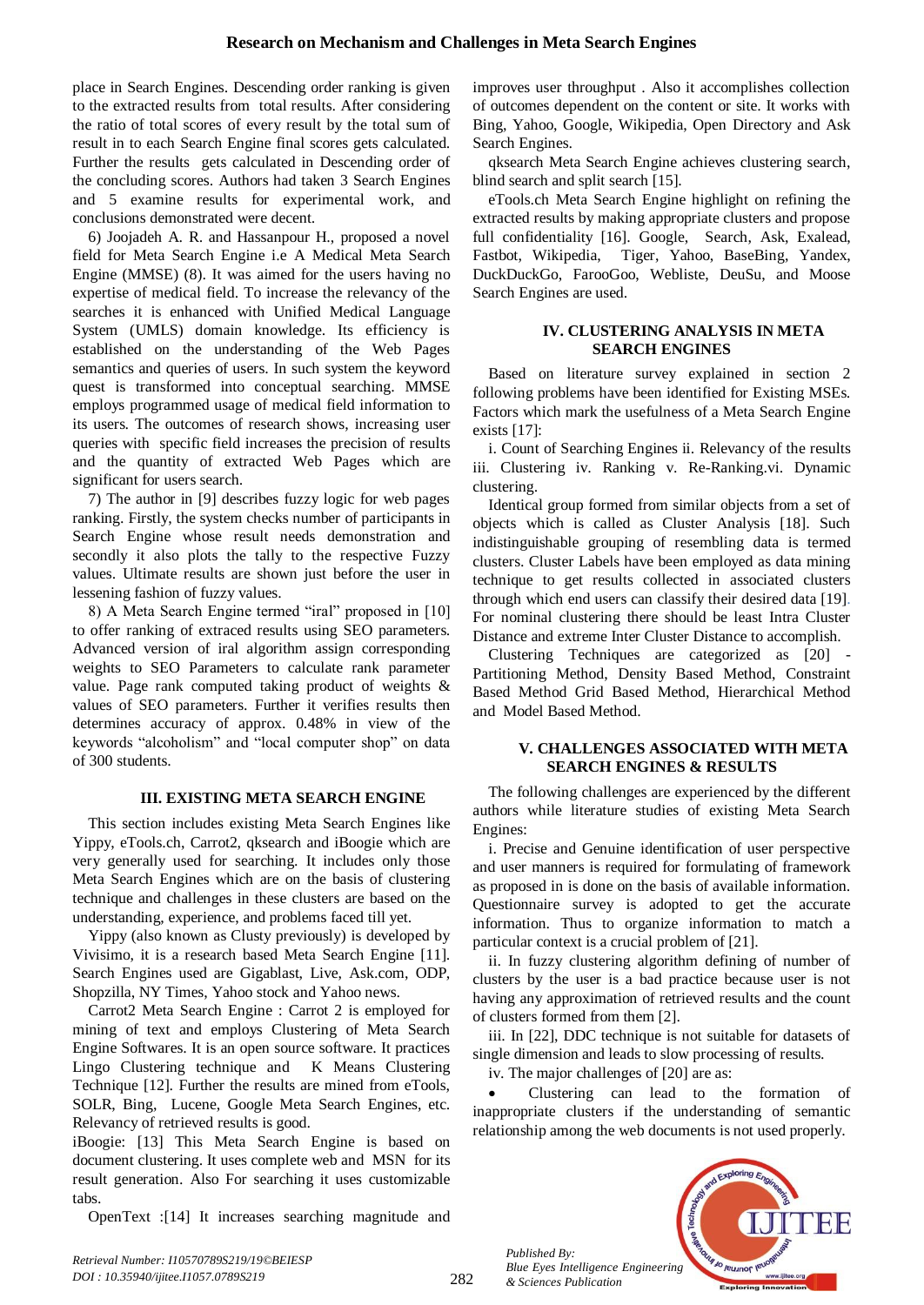place in Search Engines. Descending order ranking is given to the extracted results from total results. After considering the ratio of total scores of every result by the total sum of result in to each Search Engine final scores gets calculated. Further the results gets calculated in Descending order of the concluding scores. Authors had taken 3 Search Engines and 5 examine results for experimental work, and conclusions demonstrated were decent.

6) Joojadeh A. R. and Hassanpour H., proposed a novel field for Meta Search Engine i.e A Medical Meta Search Engine (MMSE) (8). It was aimed for the users having no expertise of medical field. To increase the relevancy of the searches it is enhanced with Unified Medical Language System (UMLS) domain knowledge. Its efficiency is established on the understanding of the Web Pages semantics and queries of users. In such system the keyword quest is transformed into conceptual searching. MMSE employs programmed usage of medical field information to its users. The outcomes of research shows, increasing user queries with specific field increases the precision of results and the quantity of extracted Web Pages which are significant for users search.

7) The author in [9] describes fuzzy logic for web pages ranking. Firstly, the system checks number of participants in Search Engine whose result needs demonstration and secondly it also plots the tally to the respective Fuzzy values. Ultimate results are shown just before the user in lessening fashion of fuzzy values.

8) A Meta Search Engine termed "iral" proposed in [10] to offer ranking of extraced results using SEO parameters. Advanced version of iral algorithm assign corresponding weights to SEO Parameters to calculate rank parameter value. Page rank computed taking product of weights & values of SEO parameters. Further it verifies results then determines accuracy of approx. 0.48% in view of the keywords "alcoholism" and "local computer shop" on data of 300 students.

## III. EXISTING META SEARCH ENGINE

This section includes existing Meta Search Engines like Yippy, eTools.ch, Carrot2, qksearch and iBoogie which are very generally used for searching. It includes only those Meta Search Engines which are on the basis of clustering technique and challenges in these clusters are based on the understanding, experience, and problems faced till yet.

Yippy (also known as Clusty previously) is developed by Vivisimo, it is a research based Meta Search Engine [11]. Search Engines used are Gigablast, Live, Ask.com, ODP, Shopzilla, NY Times, Yahoo stock and Yahoo news.

Carrot2 Meta Search Engine : Carrot 2 is employed for mining of text and employs Clustering of Meta Search Engine Softwares. It is an open source software. It practices Lingo Clustering technique and K Means Clustering Technique [12]. Further the results are mined from eTools, SOLR, Bing, Lucene, Google Meta Search Engines, etc. Relevancy of retrieved results is good.

iBoogie: [13] This Meta Search Engine is based on document clustering. It uses complete web and MSN for its result generation. Also For searching it uses customizable tabs.

OpenText :[14] It increases searching magnitude and improves user throughput . Also it accomplishes collection of outcomes dependent on the content or site. It works with Bing, Yahoo, Google, Wikipedia, Open Directory and Ask Search Engines.

qksearch Meta Search Engine achieves clustering search, blind search and split search [15].

eTools.ch Meta Search Engine highlight on refining the extracted results by making appropriate clusters and propose full confidentiality [16]. Google, Search, Ask, Exalead, Fastbot, Wikipedia, Tiger, Yahoo, BaseBing, Yandex, DuckDuckGo, FarooGoo, Webliste, DeuSu, and Moose Search Engines are used.

## IV. CLUSTERING ANALYSIS IN META SEARCH ENGINES

Based on literature survey explained in section 2 following problems have been identified for Existing MSEs. Factors which mark the usefulness of a Meta Search Engine exists [17]:

i. Count of Searching Engines ii. Relevancy of the results iii. Clustering iv. Ranking v. Re-Ranking.vi. Dynamic clustering.

Identical group formed from similar objects from a set of objects which is called as Cluster Analysis [18]. Such indistinguishable grouping of resembling data is termed clusters. Cluster Labels have been employed as data mining technique to get results collected in associated clusters through which end users can classify their desired data [19]. For nominal clustering there should be least Intra Cluster Distance and extreme Inter Cluster Distance to accomplish.

Clustering Techniques are categorized as [20] - Partitioning Method, Density Based Method, Constraint Based Method Grid Based Method, Hierarchical Method and Model Based Method.

## V. CHALLENGES ASSOCIATED WITH META SEARCH ENGINES & RESULTS

The following challenges are experienced by the different authors while literature studies of existing Meta Search Engines:

i. Precise and Genuine identification of user perspective and user manners is required for formulating of framework as proposed in is done on the basis of available information. Questionnaire survey is adopted to get the accurate information. Thus to organize information to match a particular context is a crucial problem of [21].

ii. In fuzzy clustering algorithm defining of number of clusters by the user is a bad practice because user is not having any approximation of retrieved results and the count of clusters formed from them [2].

iii. In [22], DDC technique is not suitable for datasets of single dimension and leads to slow processing of results.

iv. The major challenges of [20] are as:

- Clustering can lead to the formation of inappropriate clusters if the understanding of semantic relationship among the web documents is not used properly.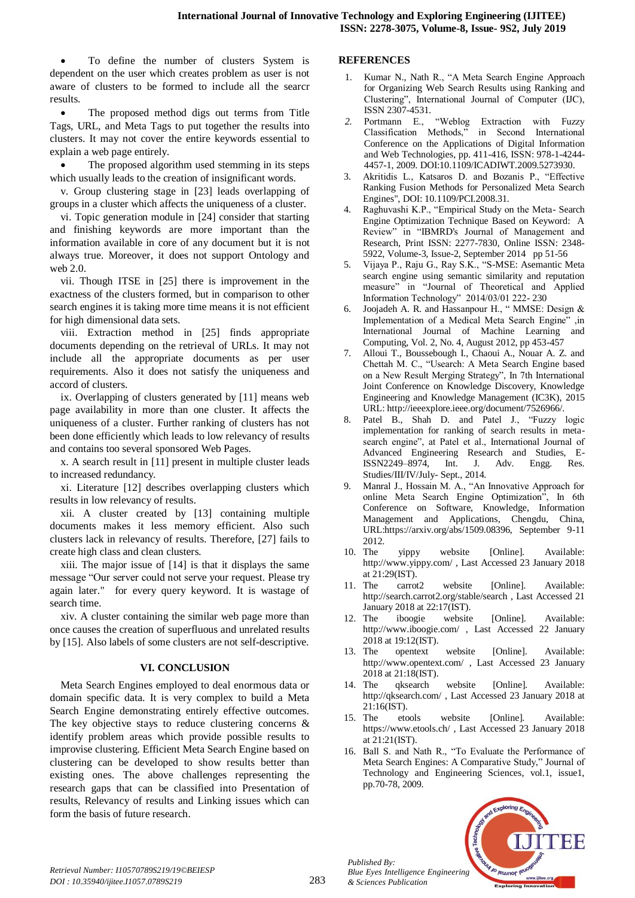- To define the number of clusters System is dependent on the user which creates problem as user is not aware of clusters to be formed to include all the searcr results.
- The proposed method digs out terms from Title Tags, URL, and Meta Tags to put together the results into clusters. It may not cover the entire keywords essential to explain a web page entirely.
- The proposed algorithm used stemming in its steps which usually leads to the creation of insignificant words.

v. Group clustering stage in [23] leads overlapping of groups in a cluster which affects the uniqueness of a cluster.

vi. Topic generation module in [24] consider that starting and finishing keywords are more important than the information available in core of any document but it is not always true. Moreover, it does not support Ontology and web 2.0.

vii. Though ITSE in [25] there is improvement in the exactness of the clusters formed, but in comparison to other search engines it is taking more time means it is not efficient for high dimensional data sets.

viii. Extraction method in [25] finds appropriate documents depending on the retrieval of URLs. It may not include all the appropriate documents as per user requirements. Also it does not satisfy the uniqueness and accord of clusters.

ix. Overlapping of clusters generated by [11] means web page availability in more than one cluster. It affects the uniqueness of a cluster. Further ranking of clusters has not been done efficiently which leads to low relevancy of results and contains too several sponsored Web Pages.

x. A search result in [11] present in multiple cluster leads to increased redundancy.

xi. Literature [12] describes overlapping clusters which results in low relevancy of results.

xii. A cluster created by [13] containing multiple documents makes it less memory efficient. Also such clusters lack in relevancy of results. Therefore, [27] fails to create high class and clean clusters.

xiii. The major issue of [14] is that it displays the same message "Our server could not serve your request. Please try again later." for every query keyword. It is wastage of search time.

xiv. A cluster containing the similar web page more than once causes the creation of superfluous and unrelated results by [15]. Also labels of some clusters are not self-descriptive.

## VI. CONCLUSION

Meta Search Engines employed to deal enormous data or domain specific data. It is very complex to build a Meta Search Engine demonstrating entirely effective outcomes. The key objective stays to reduce clustering concerns & identify problem areas which provide possible results to improvise clustering. Efficient Meta Search Engine based on clustering can be developed to show results better than existing ones. The above challenges representing the research gaps that can be classified into Presentation of results, Relevancy of results and Linking issues which can form the basis of future research.

## REFERENCES

1. Kumar N., Nath R., "A Meta Search Engine Approach for Organizing Web Search Results using Ranking and Clustering", International Journal of Computer (IJC), ISSN 2307-4531.
2. Portmann E., "Weblog Extraction with Fuzzy Classification Methods," in Second International Conference on the Applications of Digital Information and Web Technologies, pp. 411-416, ISSN: 978-1-4244-4457-1, 2009. DOI:10.1109/ICADIWT.2009.5273930.
3. Akritidis L., Katsaros D. and Bozanis P., "Effective Ranking Fusion Methods for Personalized Meta Search Engines", DOI: 10.1109/PCI.2008.31.
4. Raghuvashi K.P., "Empirical Study on the Meta- Search Engine Optimization Technique Based on Keyword: A Review" in "IBMRD's Journal of Management and Research, Print ISSN: 2277-7830, Online ISSN: 2348-5922, Volume-3, Issue-2, September 2014 pp 51-56
5. Vijaya P., Raju G., Ray S.K., "S-MSE: Asemantic Meta search engine using semantic similarity and reputation measure" in "Journal of Theoretical and Applied Information Technology" 2014/03/01 222- 230
6. Joojadeh A. R. and Hassanpour H., " MMSE: Design & Implementation of a Medical Meta Search Engine" ,in International Journal of Machine Learning and Computing, Vol. 2, No. 4, August 2012, pp 453-457
7. Alloui T., Boussebough I., Chaoui A., Nouar A. Z. and Chettah M. C., "Usearch: A Meta Search Engine based on a New Result Merging Strategy", In 7th International Joint Conference on Knowledge Discovery, Knowledge Engineering and Knowledge Management (IC3K), 2015 URL: http://ieeexplore.ieee.org/document/7526966/.
8. Patel B., Shah D. and Patel J., "Fuzzy logic implementation for ranking of search results in meta-search engine", at Patel et al., International Journal of Advanced Engineering Research and Studies, E-ISSN2249–8974, Int. J. Adv. Engg. Res. Studies/III/IV/July- Sept., 2014.
9. Manral J., Hossain M. A., "An Innovative Approach for online Meta Search Engine Optimization", In 6th Conference on Software, Knowledge, Information Management and Applications, Chengdu, China, URL:https://arxiv.org/abs/1509.08396, September 9-11 2012.
10. The yippy website [Online]. Available: http://www.yippy.com/ , Last Accessed 23 January 2018 at 21:29(IST).
11. The carrot2 website [Online]. Available: http://search.carrot2.org/stable/search , Last Accessed 21 January 2018 at 22:17(IST).
12. The iboogie website [Online]. Available: http://www.iboogie.com/ , Last Accessed 22 January 2018 at 19:12(IST).
13. The opentext website [Online]. Available: http://www.opentext.com/ , Last Accessed 23 January 2018 at 21:18(IST).
14. The qksearch website [Online]. Available: http://qksearch.com/ , Last Accessed 23 January 2018 at 21:16(IST).
15. The etools website [Online]. Available: https://www.etools.ch/ , Last Accessed 23 January 2018 at 21:21(IST).
16. Ball S. and Nath R., "To Evaluate the Performance of Meta Search Engines: A Comparative Study," Journal of Technology and Engineering Sciences, vol.1, issue1, pp.70-78, 2009.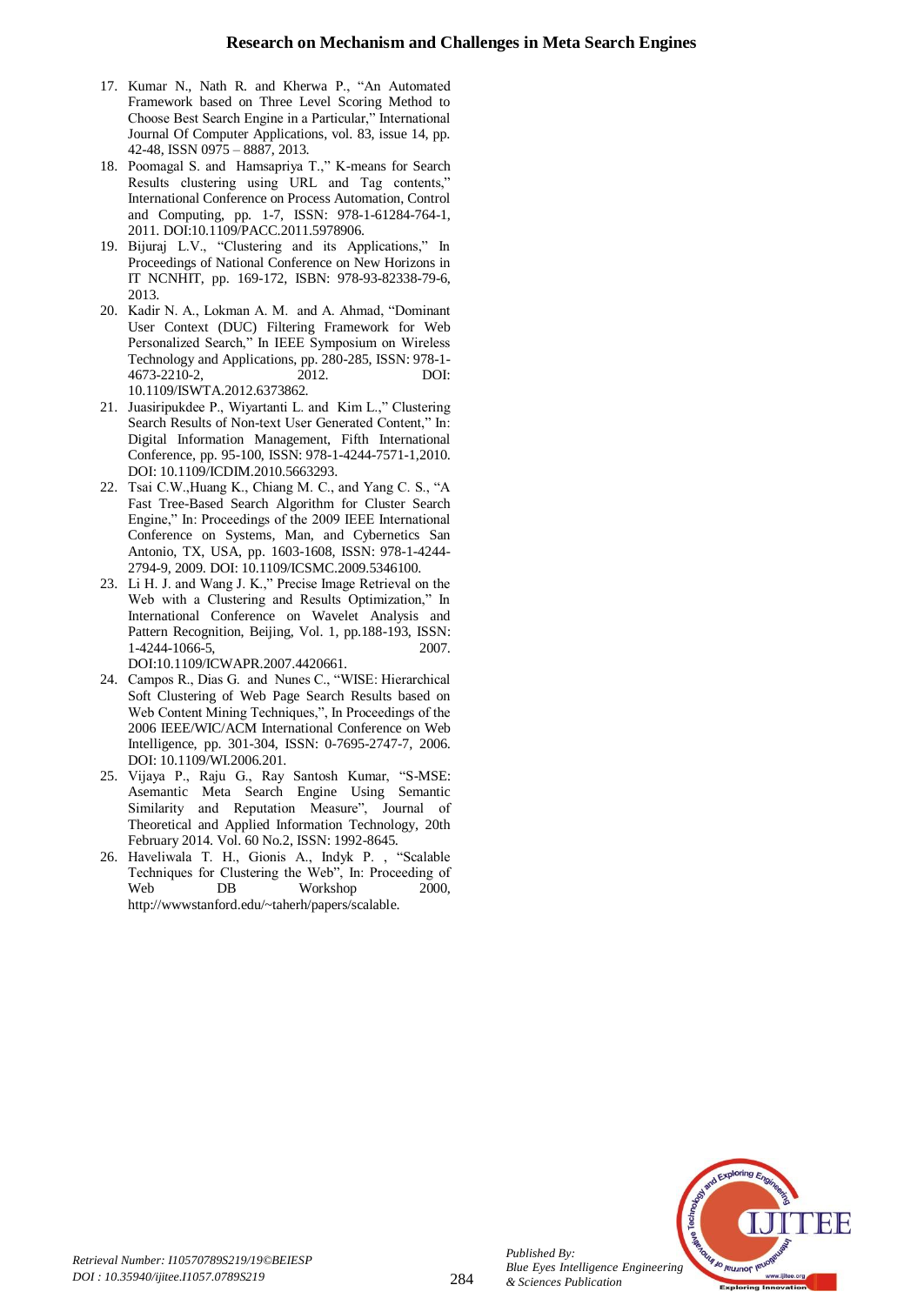17. Kumar N., Nath R. and Kherwa P., "An Automated Framework based on Three Level Scoring Method to Choose Best Search Engine in a Particular," International Journal Of Computer Applications, vol. 83, issue 14, pp. 42-48, ISSN 0975 – 8887, 2013.
18. Poomagal S. and Hamsapriya T.," K-means for Search Results clustering using URL and Tag contents," International Conference on Process Automation, Control and Computing, pp. 1-7, ISSN: 978-1-61284-764-1, 2011. DOI:10.1109/PACC.2011.5978906.
19. Bijuraj L.V., "Clustering and its Applications," In Proceedings of National Conference on New Horizons in IT NCNHIT, pp. 169-172, ISBN: 978-93-82338-79-6, 2013.
20. Kadir N. A., Lokman A. M. and A. Ahmad, "Dominant User Context (DUC) Filtering Framework for Web Personalized Search," In IEEE Symposium on Wireless Technology and Applications, pp. 280-285, ISSN: 978-1-4673-2210-2, 2012. DOI: 10.1109/ISWTA.2012.6373862.
21. Juasiripukdee P., Wiyartanti L. and Kim L.," Clustering Search Results of Non-text User Generated Content," In: Digital Information Management, Fifth International Conference, pp. 95-100, ISSN: 978-1-4244-7571-1,2010. DOI: 10.1109/ICDIM.2010.5663293.
22. Tsai C.W.,Huang K., Chiang M. C., and Yang C. S., "A Fast Tree-Based Search Algorithm for Cluster Search Engine," In: Proceedings of the 2009 IEEE International Conference on Systems, Man, and Cybernetics San Antonio, TX, USA, pp. 1603-1608, ISSN: 978-1-4244-2794-9, 2009. DOI: 10.1109/ICSMC.2009.5346100.
23. Li H. J. and Wang J. K.," Precise Image Retrieval on the Web with a Clustering and Results Optimization," In International Conference on Wavelet Analysis and Pattern Recognition, Beijing, Vol. 1, pp.188-193, ISSN: 1-4244-1066-5, 2007. DOI:10.1109/ICWAPR.2007.4420661.
24. Campos R., Dias G. and Nunes C., "WISE: Hierarchical Soft Clustering of Web Page Search Results based on Web Content Mining Techniques,", In Proceedings of the 2006 IEEE/WIC/ACM International Conference on Web Intelligence, pp. 301-304, ISSN: 0-7695-2747-7, 2006. DOI: 10.1109/WI.2006.201.
25. Vijaya P., Raju G., Ray Santosh Kumar, "S-MSE: Asemantic Meta Search Engine Using Semantic Similarity and Reputation Measure", Journal of Theoretical and Applied Information Technology, 20th February 2014. Vol. 60 No.2, ISSN: 1992-8645.
26. Haveliwala T. H., Gionis A., Indyk P. , "Scalable Techniques for Clustering the Web", In: Proceeding of Web DB Workshop 2000, http://wwwstanford.edu/~taherh/papers/scalable.